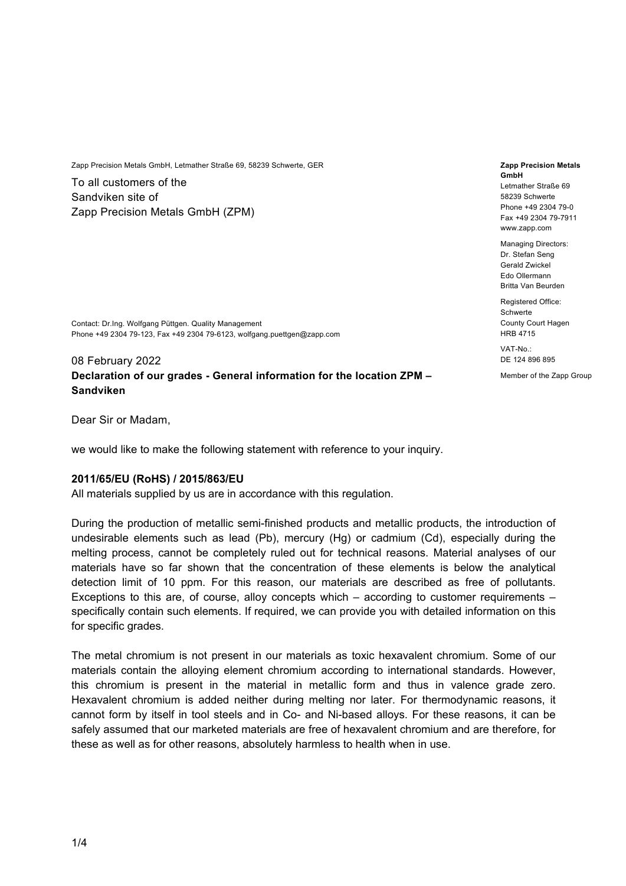Zapp Precision Metals GmbH, Letmather Straße 69, 58239 Schwerte, GER

To all customers of the
Sandviken site of
Zapp Precision Metals GmbH (ZPM)

**Zapp Precision Metals GmbH**
Letmather Straße 69
58239 Schwerte
Phone +49 2304 79-0
Fax +49 2304 79-7911
www.zapp.com

Managing Directors:
Dr. Stefan Seng
Gerald Zwickel
Edo Ollermann
Britta Van Beurden

Registered Office:
Schwerte
County Court Hagen
HRB 4715

VAT-No.:
DE 124 896 895

Member of the Zapp Group

Contact: Dr.Ing. Wolfgang Püttgen. Quality Management
Phone +49 2304 79-123, Fax +49 2304 79-6123, wolfgang.puettgen@zapp.com

08 February 2022

**Declaration of our grades - General information for the location ZPM – Sandviken**

Dear Sir or Madam,

we would like to make the following statement with reference to your inquiry.

**2011/65/EU (RoHS) / 2015/863/EU**

All materials supplied by us are in accordance with this regulation.

During the production of metallic semi-finished products and metallic products, the introduction of undesirable elements such as lead (Pb), mercury (Hg) or cadmium (Cd), especially during the melting process, cannot be completely ruled out for technical reasons. Material analyses of our materials have so far shown that the concentration of these elements is below the analytical detection limit of 10 ppm. For this reason, our materials are described as free of pollutants. Exceptions to this are, of course, alloy concepts which – according to customer requirements – specifically contain such elements. If required, we can provide you with detailed information on this for specific grades.

The metal chromium is not present in our materials as toxic hexavalent chromium. Some of our materials contain the alloying element chromium according to international standards. However, this chromium is present in the material in metallic form and thus in valence grade zero. Hexavalent chromium is added neither during melting nor later. For thermodynamic reasons, it cannot form by itself in tool steels and in Co- and Ni-based alloys. For these reasons, it can be safely assumed that our marketed materials are free of hexavalent chromium and are therefore, for these as well as for other reasons, absolutely harmless to health when in use.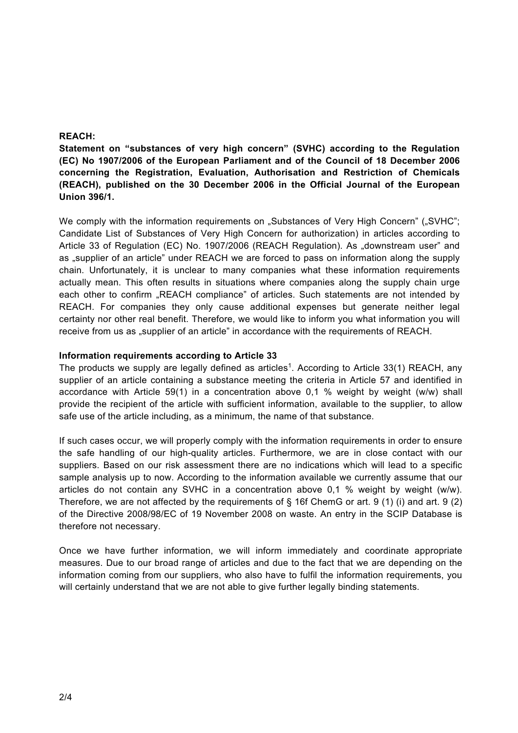**REACH:**

**Statement on "substances of very high concern" (SVHC) according to the Regulation (EC) No 1907/2006 of the European Parliament and of the Council of 18 December 2006 concerning the Registration, Evaluation, Authorisation and Restriction of Chemicals (REACH), published on the 30 December 2006 in the Official Journal of the European Union 396/1.**

We comply with the information requirements on „Substances of Very High Concern" („SVHC"; Candidate List of Substances of Very High Concern for authorization) in articles according to Article 33 of Regulation (EC) No. 1907/2006 (REACH Regulation). As „downstream user" and as „supplier of an article" under REACH we are forced to pass on information along the supply chain. Unfortunately, it is unclear to many companies what these information requirements actually mean. This often results in situations where companies along the supply chain urge each other to confirm „REACH compliance" of articles. Such statements are not intended by REACH. For companies they only cause additional expenses but generate neither legal certainty nor other real benefit. Therefore, we would like to inform you what information you will receive from us as „supplier of an article" in accordance with the requirements of REACH.

**Information requirements according to Article 33**

The products we supply are legally defined as articles[1]. According to Article 33(1) REACH, any supplier of an article containing a substance meeting the criteria in Article 57 and identified in accordance with Article 59(1) in a concentration above 0,1 % weight by weight (w/w) shall provide the recipient of the article with sufficient information, available to the supplier, to allow safe use of the article including, as a minimum, the name of that substance.

If such cases occur, we will properly comply with the information requirements in order to ensure the safe handling of our high-quality articles. Furthermore, we are in close contact with our suppliers. Based on our risk assessment there are no indications which will lead to a specific sample analysis up to now. According to the information available we currently assume that our articles do not contain any SVHC in a concentration above 0,1 % weight by weight (w/w). Therefore, we are not affected by the requirements of § 16f ChemG or art. 9 (1) (i) and art. 9 (2) of the Directive 2008/98/EC of 19 November 2008 on waste. An entry in the SCIP Database is therefore not necessary.

Once we have further information, we will inform immediately and coordinate appropriate measures. Due to our broad range of articles and due to the fact that we are depending on the information coming from our suppliers, who also have to fulfil the information requirements, you will certainly understand that we are not able to give further legally binding statements.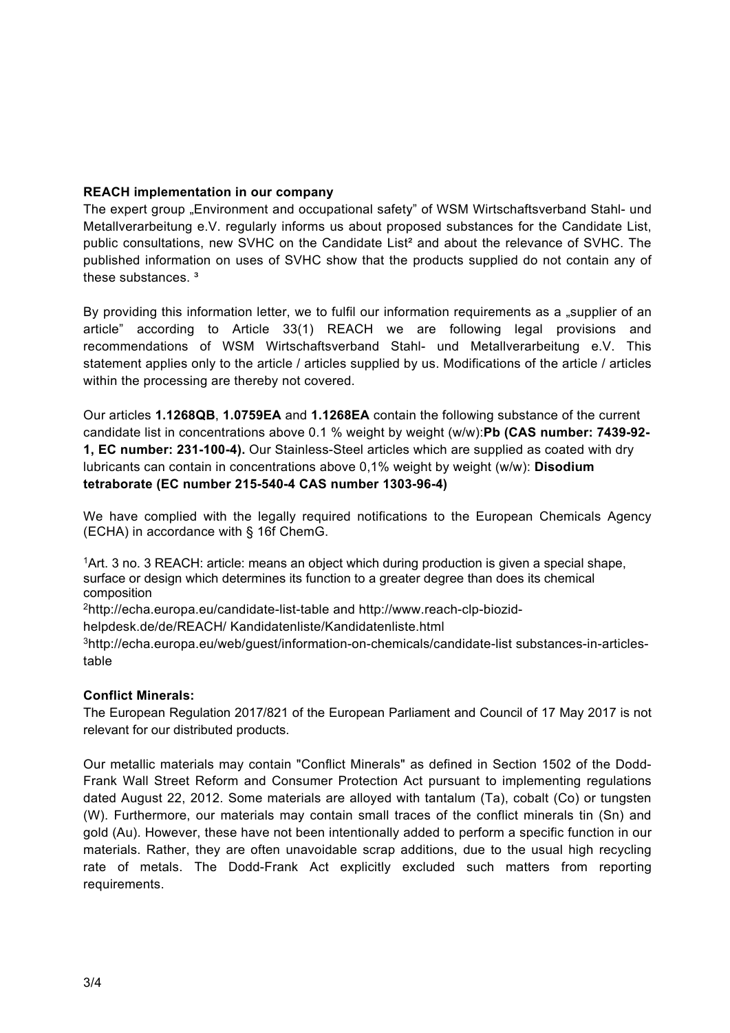**REACH implementation in our company**

The expert group „Environment and occupational safety" of WSM Wirtschaftsverband Stahl- und Metallverarbeitung e.V. regularly informs us about proposed substances for the Candidate List, public consultations, new SVHC on the Candidate List[2] and about the relevance of SVHC. The published information on uses of SVHC show that the products supplied do not contain any of these substances. [3]

By providing this information letter, we to fulfil our information requirements as a „supplier of an article" according to Article 33(1) REACH we are following legal provisions and recommendations of WSM Wirtschaftsverband Stahl- und Metallverarbeitung e.V. This statement applies only to the article / articles supplied by us. Modifications of the article / articles within the processing are thereby not covered.

Our articles **1.1268QB**, **1.0759EA** and **1.1268EA** contain the following substance of the current candidate list in concentrations above 0.1 % weight by weight (w/w):**Pb (CAS number: 7439-92-1, EC number: 231-100-4).** Our Stainless-Steel articles which are supplied as coated with dry lubricants can contain in concentrations above 0,1% weight by weight (w/w): **Disodium tetraborate (EC number 215-540-4 CAS number 1303-96-4)**

We have complied with the legally required notifications to the European Chemicals Agency (ECHA) in accordance with § 16f ChemG.

[1]Art. 3 no. 3 REACH: article: means an object which during production is given a special shape, surface or design which determines its function to a greater degree than does its chemical composition

[2]http://echa.europa.eu/candidate-list-table and http://www.reach-clp-biozid-helpdesk.de/de/REACH/ Kandidatenliste/Kandidatenliste.html

[3]http://echa.europa.eu/web/guest/information-on-chemicals/candidate-list substances-in-articles-table

**Conflict Minerals:**

The European Regulation 2017/821 of the European Parliament and Council of 17 May 2017 is not relevant for our distributed products.

Our metallic materials may contain "Conflict Minerals" as defined in Section 1502 of the Dodd-Frank Wall Street Reform and Consumer Protection Act pursuant to implementing regulations dated August 22, 2012. Some materials are alloyed with tantalum (Ta), cobalt (Co) or tungsten (W). Furthermore, our materials may contain small traces of the conflict minerals tin (Sn) and gold (Au). However, these have not been intentionally added to perform a specific function in our materials. Rather, they are often unavoidable scrap additions, due to the usual high recycling rate of metals. The Dodd-Frank Act explicitly excluded such matters from reporting requirements.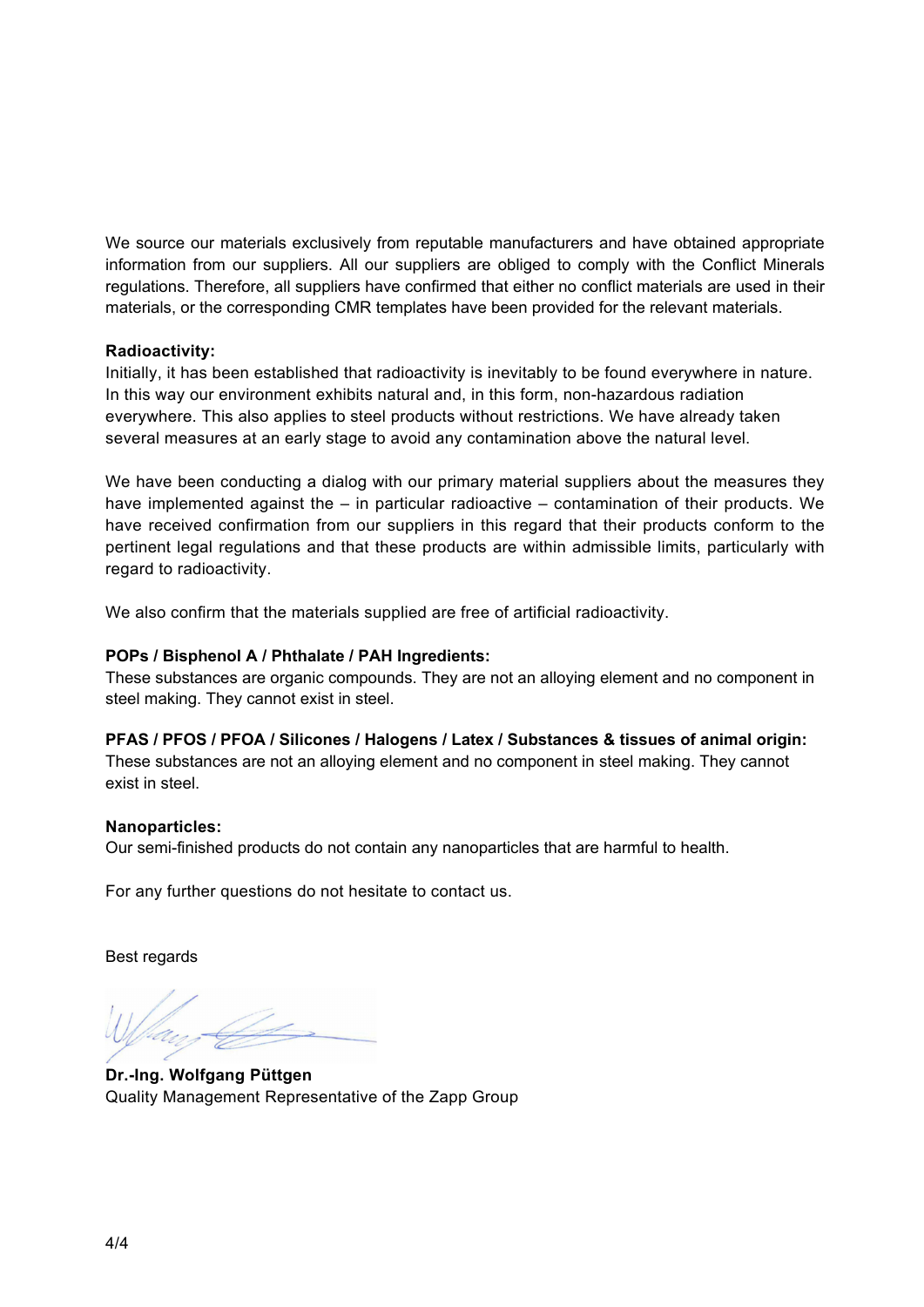We source our materials exclusively from reputable manufacturers and have obtained appropriate information from our suppliers. All our suppliers are obliged to comply with the Conflict Minerals regulations. Therefore, all suppliers have confirmed that either no conflict materials are used in their materials, or the corresponding CMR templates have been provided for the relevant materials.

**Radioactivity:**
Initially, it has been established that radioactivity is inevitably to be found everywhere in nature. In this way our environment exhibits natural and, in this form, non-hazardous radiation everywhere. This also applies to steel products without restrictions. We have already taken several measures at an early stage to avoid any contamination above the natural level.

We have been conducting a dialog with our primary material suppliers about the measures they have implemented against the – in particular radioactive – contamination of their products. We have received confirmation from our suppliers in this regard that their products conform to the pertinent legal regulations and that these products are within admissible limits, particularly with regard to radioactivity.

We also confirm that the materials supplied are free of artificial radioactivity.

**POPs / Bisphenol A / Phthalate / PAH Ingredients:**
These substances are organic compounds. They are not an alloying element and no component in steel making. They cannot exist in steel.

**PFAS / PFOS / PFOA / Silicones / Halogens / Latex / Substances & tissues of animal origin:**
These substances are not an alloying element and no component in steel making. They cannot exist in steel.

**Nanoparticles:**
Our semi-finished products do not contain any nanoparticles that are harmful to health.

For any further questions do not hesitate to contact us.

Best regards

**Dr.-Ing. Wolfgang Püttgen**
Quality Management Representative of the Zapp Group